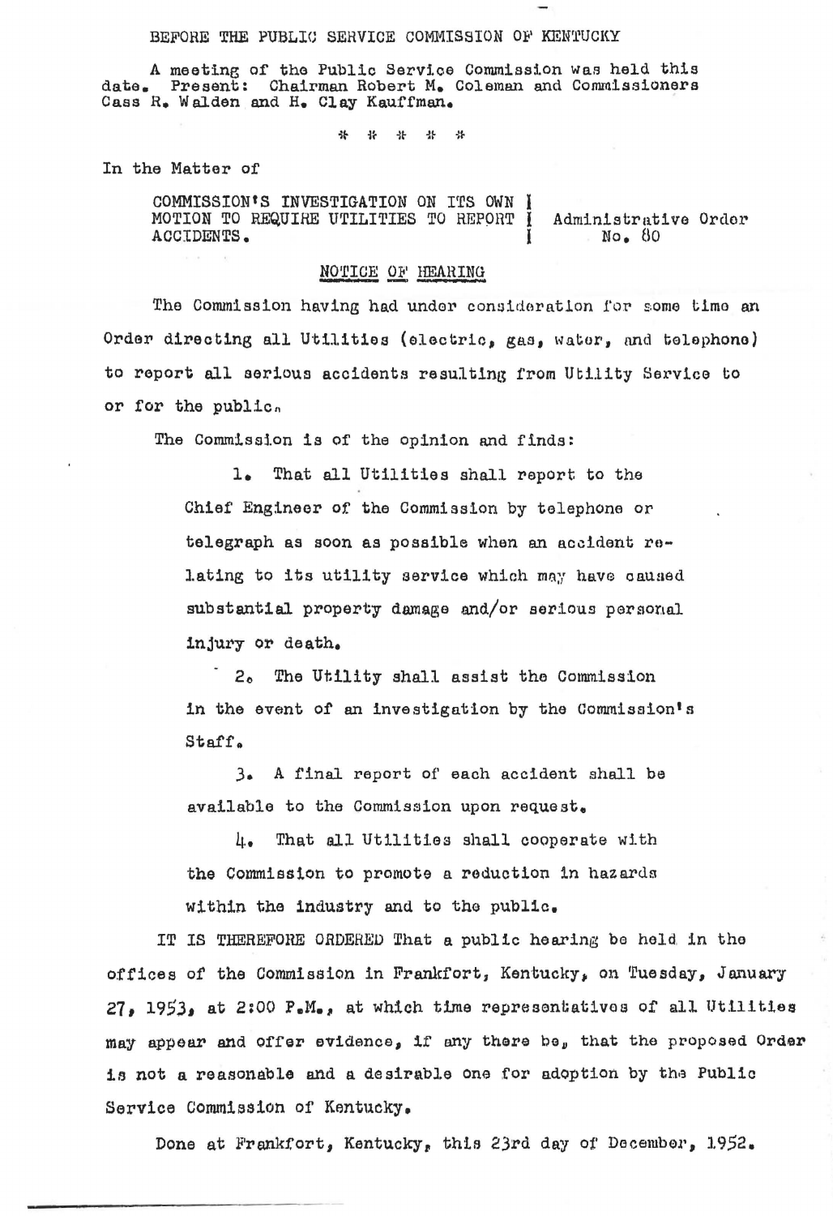BEFORE THE PUBLIC SERVICE COMMISSION OF KENTUCKY

A meeting of the Public Service Commission was held this date. Present: Chairman Robert M. Coleman and Commissioners Cass R. Walden and H. Clay Kauffman.

\* \* \* \* \*

In the Matter of

COMMISSION'S INVESTIGATION ON ITS OWN MOTION TO REQUIRE UTILITIES TO REPORT ACCIDENTS. — Administrative Order No. 80

NOTICE OF HEARING

The Commission having had under consideration for some time an Order directing all Utilities (electric, gas, water, and telephone) to report all serious accidents resulting from Utility Service to or for the public.

The Commission is of the opinion and finds:

1. That all Utilities shall report to the Chief Engineer of the Commission by telephone or telegraph as soon as possible when an accident relating to its utility service which may have caused substantial property damage and/or serious personal injury or death.

2. The Utility shall assist the Commission in the event of an investigation by the Commission's Staff.

3. A final report of each accident shall be available to the Commission upon request.

4. That all Utilities shall cooperate with the Commission to promote a reduction in hazards within the industry and to the public.

IT IS THEREFORE ORDERED That a public hearing be held in the offices of the Commission in Frankfort, Kentucky, on Tuesday, January 27, 1953, at 2:00 P.M., at which time representatives of all Utilities may appear and offer evidence, if any there be, that the proposed Order is not a reasonable and a desirable one for adoption by the Public Service Commission of Kentucky.

Done at Frankfort, Kentucky, this 23rd day of December, 1952.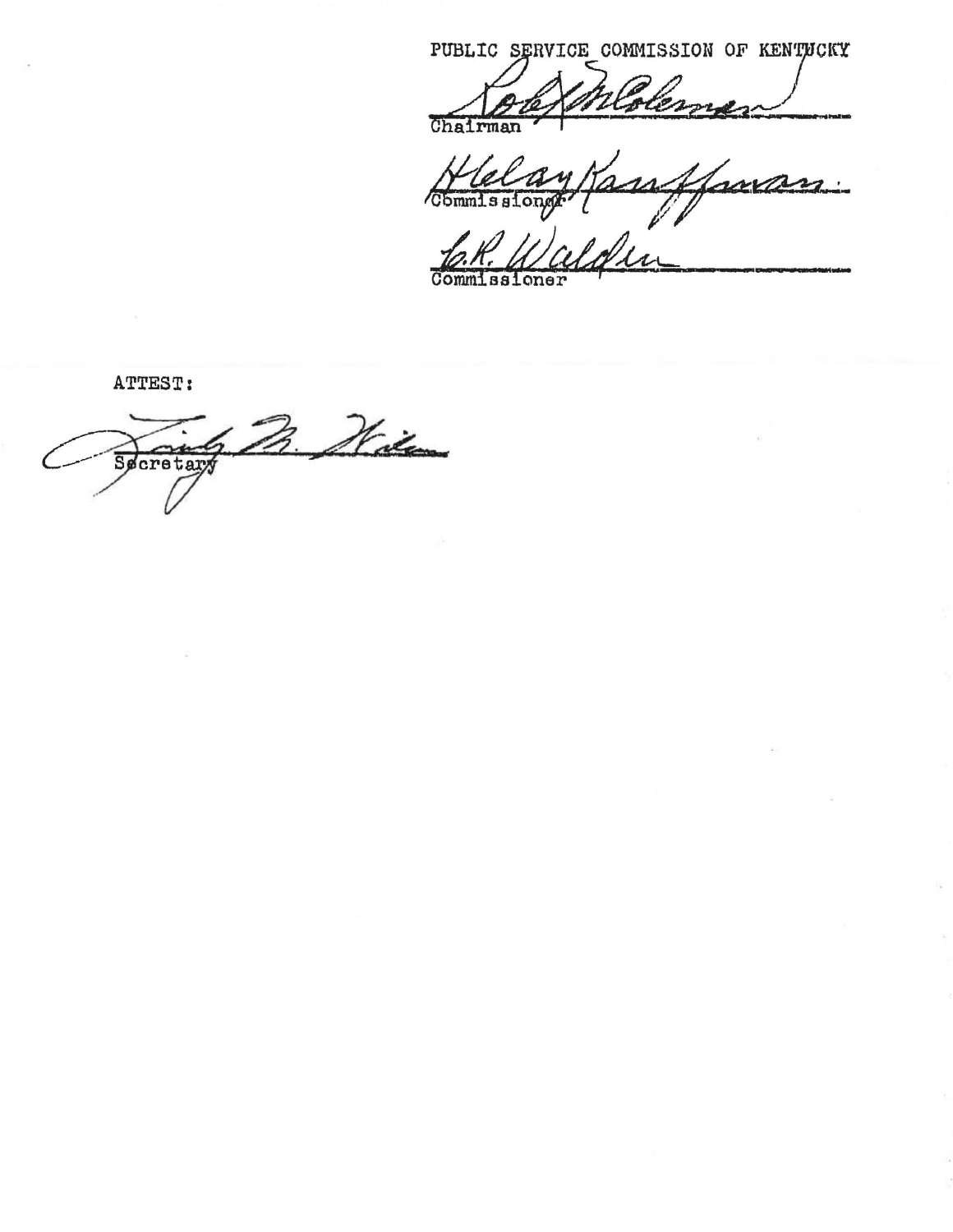PUBLIC SERVICE COMMISSION OF KENTUCKY

Chairman

Commissioner

Commissioner

ATTEST:

Secretary